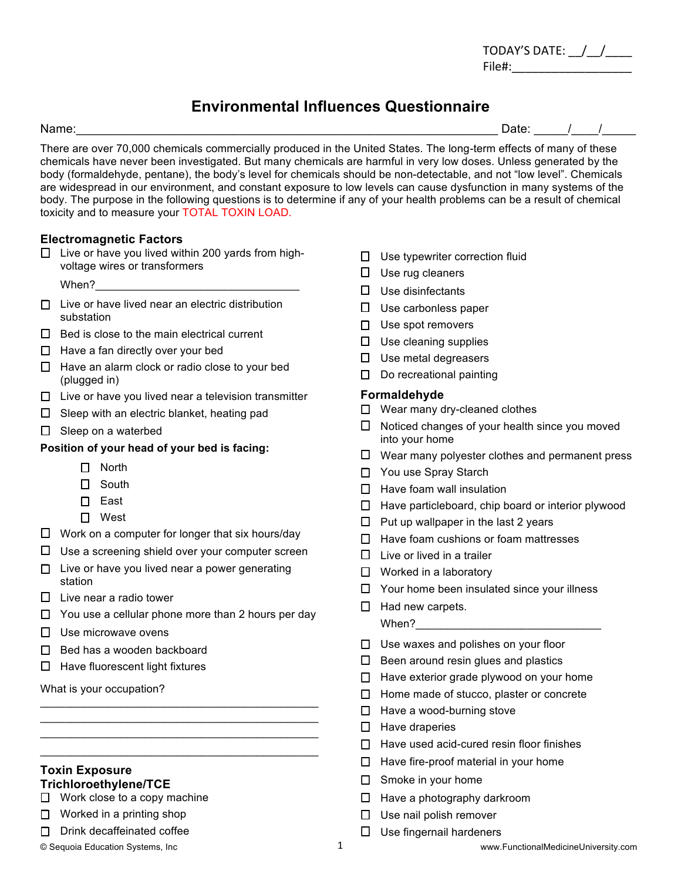TODAY'S DATE: __/__/____
File#:__________________

# Environmental Influences Questionnaire

Name:_____________________________________________________________ Date: _____/____/_____

There are over 70,000 chemicals commercially produced in the United States. The long-term effects of many of these chemicals have never been investigated. But many chemicals are harmful in very low doses. Unless generated by the body (formaldehyde, pentane), the body's level for chemicals should be non-detectable, and not "low level". Chemicals are widespread in our environment, and constant exposure to low levels can cause dysfunction in many systems of the body. The purpose in the following questions is to determine if any of your health problems can be a result of chemical toxicity and to measure your TOTAL TOXIN LOAD.

## Electromagnetic Factors

- ☐ Live or have you lived within 200 yards from high-voltage wires or transformers
  When?_________________________________
- ☐ Live or have lived near an electric distribution substation
- ☐ Bed is close to the main electrical current
- ☐ Have a fan directly over your bed
- ☐ Have an alarm clock or radio close to your bed (plugged in)
- ☐ Live or have you lived near a television transmitter
- ☐ Sleep with an electric blanket, heating pad
- ☐ Sleep on a waterbed

**Position of your head of your bed is facing:**

- ☐ North
- ☐ South
- ☐ East
- ☐ West

- ☐ Work on a computer for longer that six hours/day
- ☐ Use a screening shield over your computer screen
- ☐ Live or have you lived near a power generating station
- ☐ Live near a radio tower
- ☐ You use a cellular phone more than 2 hours per day
- ☐ Use microwave ovens
- ☐ Bed has a wooden backboard
- ☐ Have fluorescent light fixtures

What is your occupation?
_____________________________________________
_____________________________________________
_____________________________________________
_____________________________________________

## Toxin Exposure

### Trichloroethylene/TCE

- ☐ Work close to a copy machine
- ☐ Worked in a printing shop
- ☐ Drink decaffeinated coffee
- ☐ Use typewriter correction fluid
- ☐ Use rug cleaners
- ☐ Use disinfectants
- ☐ Use carbonless paper
- ☐ Use spot removers
- ☐ Use cleaning supplies
- ☐ Use metal degreasers
- ☐ Do recreational painting

### Formaldehyde

- ☐ Wear many dry-cleaned clothes
- ☐ Noticed changes of your health since you moved into your home
- ☐ Wear many polyester clothes and permanent press
- ☐ You use Spray Starch
- ☐ Have foam wall insulation
- ☐ Have particleboard, chip board or interior plywood
- ☐ Put up wallpaper in the last 2 years
- ☐ Have foam cushions or foam mattresses
- ☐ Live or lived in a trailer
- ☐ Worked in a laboratory
- ☐ Your home been insulated since your illness
- ☐ Had new carpets.
  When?_____________________________
- ☐ Use waxes and polishes on your floor
- ☐ Been around resin glues and plastics
- ☐ Have exterior grade plywood on your home
- ☐ Home made of stucco, plaster or concrete
- ☐ Have a wood-burning stove
- ☐ Have draperies
- ☐ Have used acid-cured resin floor finishes
- ☐ Have fire-proof material in your home
- ☐ Smoke in your home
- ☐ Have a photography darkroom
- ☐ Use nail polish remover
- ☐ Use fingernail hardeners

© Sequoia Education Systems, Inc www.FunctionalMedicineUniversity.com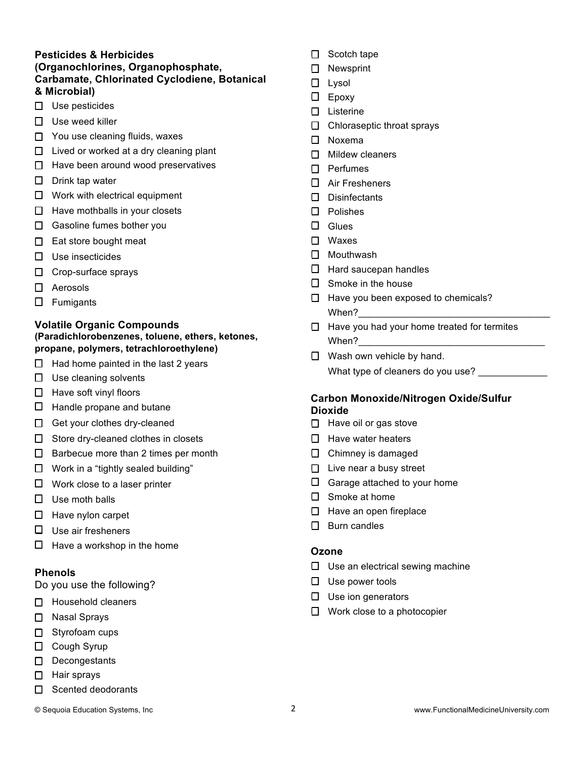### Pesticides & Herbicides (Organochlorines, Organophosphate, Carbamate, Chlorinated Cyclodiene, Botanical & Microbial)

- ☐ Use pesticides
- ☐ Use weed killer
- ☐ You use cleaning fluids, waxes
- ☐ Lived or worked at a dry cleaning plant
- ☐ Have been around wood preservatives
- ☐ Drink tap water
- ☐ Work with electrical equipment
- ☐ Have mothballs in your closets
- ☐ Gasoline fumes bother you
- ☐ Eat store bought meat
- ☐ Use insecticides
- ☐ Crop-surface sprays
- ☐ Aerosols
- ☐ Fumigants

### Volatile Organic Compounds (Paradichlorobenzenes, toluene, ethers, ketones, propane, polymers, tetrachloroethylene)

- ☐ Had home painted in the last 2 years
- ☐ Use cleaning solvents
- ☐ Have soft vinyl floors
- ☐ Handle propane and butane
- ☐ Get your clothes dry-cleaned
- ☐ Store dry-cleaned clothes in closets
- ☐ Barbecue more than 2 times per month
- ☐ Work in a "tightly sealed building"
- ☐ Work close to a laser printer
- ☐ Use moth balls
- ☐ Have nylon carpet
- ☐ Use air fresheners
- ☐ Have a workshop in the home

### Phenols

Do you use the following?

- ☐ Household cleaners
- ☐ Nasal Sprays
- ☐ Styrofoam cups
- ☐ Cough Syrup
- ☐ Decongestants
- ☐ Hair sprays
- ☐ Scented deodorants
- ☐ Scotch tape
- ☐ Newsprint
- ☐ Lysol
- ☐ Epoxy
- ☐ Listerine
- ☐ Chloraseptic throat sprays
- ☐ Noxema
- ☐ Mildew cleaners
- ☐ Perfumes
- ☐ Air Fresheners
- ☐ Disinfectants
- ☐ Polishes
- ☐ Glues
- ☐ Waxes
- ☐ Mouthwash
- ☐ Hard saucepan handles
- ☐ Smoke in the house
- ☐ Have you been exposed to chemicals? When?\_\_\_\_\_\_\_\_\_\_\_\_\_\_\_\_\_\_\_\_\_\_\_\_\_\_\_\_\_\_\_\_\_\_\_\_
- ☐ Have you had your home treated for termites When?\_\_\_\_\_\_\_\_\_\_\_\_\_\_\_\_\_\_\_\_\_\_\_\_\_\_\_\_\_\_\_\_\_\_\_\_
- ☐ Wash own vehicle by hand. What type of cleaners do you use? \_\_\_\_\_\_\_\_\_\_\_\_\_

### Carbon Monoxide/Nitrogen Oxide/Sulfur Dioxide

- ☐ Have oil or gas stove
- ☐ Have water heaters
- ☐ Chimney is damaged
- ☐ Live near a busy street
- ☐ Garage attached to your home
- ☐ Smoke at home
- ☐ Have an open fireplace
- ☐ Burn candles

### Ozone

- ☐ Use an electrical sewing machine
- ☐ Use power tools
- ☐ Use ion generators
- ☐ Work close to a photocopier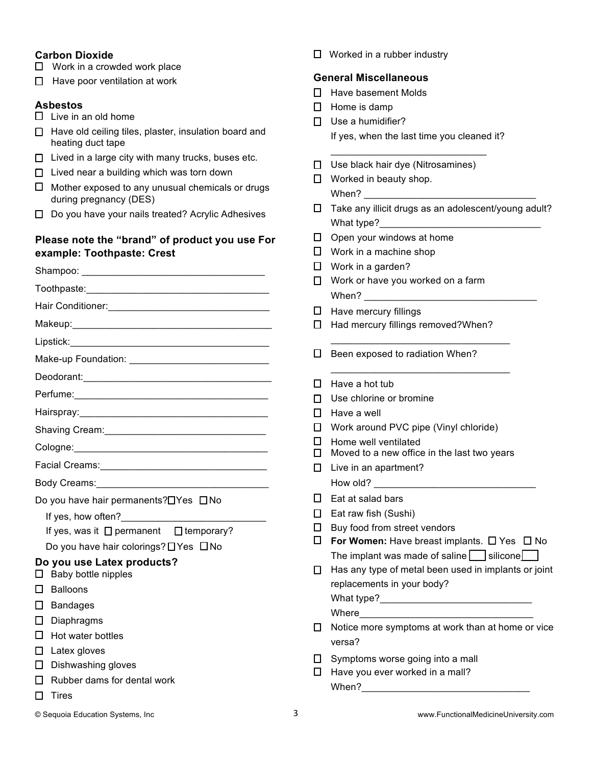### Carbon Dioxide

- ☐ Work in a crowded work place
- ☐ Have poor ventilation at work

### Asbestos

- ☐ Live in an old home
- ☐ Have old ceiling tiles, plaster, insulation board and heating duct tape
- ☐ Lived in a large city with many trucks, buses etc.
- ☐ Lived near a building which was torn down
- ☐ Mother exposed to any unusual chemicals or drugs during pregnancy (DES)
- ☐ Do you have your nails treated? Acrylic Adhesives

### Please note the "brand" of product you use For example: Toothpaste: Crest

Shampoo: ___________________________________

Toothpaste:___________________________________

Hair Conditioner:_______________________________

Makeup:_______________________________________

Lipstick:______________________________________

Make-up Foundation: ___________________________

Deodorant:____________________________________

Perfume:______________________________________

Hairspray:_____________________________________

Shaving Cream:_______________________________

Cologne:______________________________________

Facial Creams:________________________________

Body Creams:_________________________________

Do you have hair permanents? ☐ Yes ☐ No

If yes, how often?____________________________

If yes, was it ☐ permanent ☐ temporary?

Do you have hair colorings? ☐ Yes ☐ No

### Do you use Latex products?

- ☐ Baby bottle nipples
- ☐ Balloons
- ☐ Bandages
- ☐ Diaphragms
- ☐ Hot water bottles
- ☐ Latex gloves
- ☐ Dishwashing gloves
- ☐ Rubber dams for dental work
- ☐ Tires
- ☐ Worked in a rubber industry

### General Miscellaneous

- ☐ Have basement Molds
- ☐ Home is damp
- ☐ Use a humidifier?
  If yes, when the last time you cleaned it?
  ______________________________
- ☐ Use black hair dye (Nitrosamines)
- ☐ Worked in beauty shop.
  When? ________________________________
- ☐ Take any illicit drugs as an adolescent/young adult?
  What type?______________________________
- ☐ Open your windows at home
- ☐ Work in a machine shop
- ☐ Work in a garden?
- ☐ Work or have you worked on a farm
  When? ________________________________
- ☐ Have mercury fillings
- ☐ Had mercury fillings removed?When?
  __________________________________
- ☐ Been exposed to radiation When?
  __________________________________
- ☐ Have a hot tub
- ☐ Use chlorine or bromine
- ☐ Have a well
- ☐ Work around PVC pipe (Vinyl chloride)
- ☐ Home well ventilated
- ☐ Moved to a new office in the last two years
- ☐ Live in an apartment?
  How old? _______________________________
- ☐ Eat at salad bars
- ☐ Eat raw fish (Sushi)
- ☐ Buy food from street vendors
- ☐ **For Women:** Have breast implants. ☐ Yes ☐ No
  The implant was made of saline ☐ silicone ☐
- ☐ Has any type of metal been used in implants or joint replacements in your body?
  What type?_____________________________
  Where_________________________________
- ☐ Notice more symptoms at work than at home or vice versa?
- ☐ Symptoms worse going into a mall
- ☐ Have you ever worked in a mall?
  When?_______________________________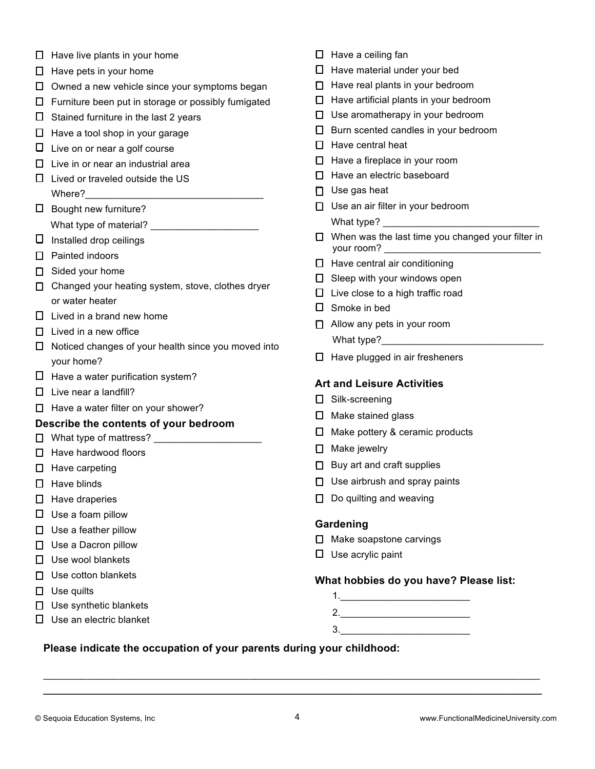- ☐ Have live plants in your home
- ☐ Have pets in your home
- ☐ Owned a new vehicle since your symptoms began
- ☐ Furniture been put in storage or possibly fumigated
- ☐ Stained furniture in the last 2 years
- ☐ Have a tool shop in your garage
- ☐ Live on or near a golf course
- ☐ Live in or near an industrial area
- ☐ Lived or traveled outside the US
  Where?________________________________
- ☐ Bought new furniture?
  What type of material? ____________________
- ☐ Installed drop ceilings
- ☐ Painted indoors
- ☐ Sided your home
- ☐ Changed your heating system, stove, clothes dryer or water heater
- ☐ Lived in a brand new home
- ☐ Lived in a new office
- ☐ Noticed changes of your health since you moved into your home?
- ☐ Have a water purification system?
- ☐ Live near a landfill?
- ☐ Have a water filter on your shower?

**Describe the contents of your bedroom**

- ☐ What type of mattress? ____________________
- ☐ Have hardwood floors
- ☐ Have carpeting
- ☐ Have blinds
- ☐ Have draperies
- ☐ Use a foam pillow
- ☐ Use a feather pillow
- ☐ Use a Dacron pillow
- ☐ Use wool blankets
- ☐ Use cotton blankets
- ☐ Use quilts
- ☐ Use synthetic blankets
- ☐ Use an electric blanket
- ☐ Have a ceiling fan
- ☐ Have material under your bed
- ☐ Have real plants in your bedroom
- ☐ Have artificial plants in your bedroom
- ☐ Use aromatherapy in your bedroom
- ☐ Burn scented candles in your bedroom
- ☐ Have central heat
- ☐ Have a fireplace in your room
- ☐ Have an electric baseboard
- ☐ Use gas heat
- ☐ Use an air filter in your bedroom
  What type? ____________________________
- ☐ When was the last time you changed your filter in your room? ____________________________
- ☐ Have central air conditioning
- ☐ Sleep with your windows open
- ☐ Live close to a high traffic road
- ☐ Smoke in bed
- ☐ Allow any pets in your room
  What type?______________________________
- ☐ Have plugged in air fresheners

**Art and Leisure Activities**

- ☐ Silk-screening
- ☐ Make stained glass
- ☐ Make pottery & ceramic products
- ☐ Make jewelry
- ☐ Buy art and craft supplies
- ☐ Use airbrush and spray paints
- ☐ Do quilting and weaving

**Gardening**

- ☐ Make soapstone carvings
- ☐ Use acrylic paint

**What hobbies do you have? Please list:**

1.________________________
2.________________________
3.________________________

**Please indicate the occupation of your parents during your childhood:**

______________________________________________________________________________

______________________________________________________________________________